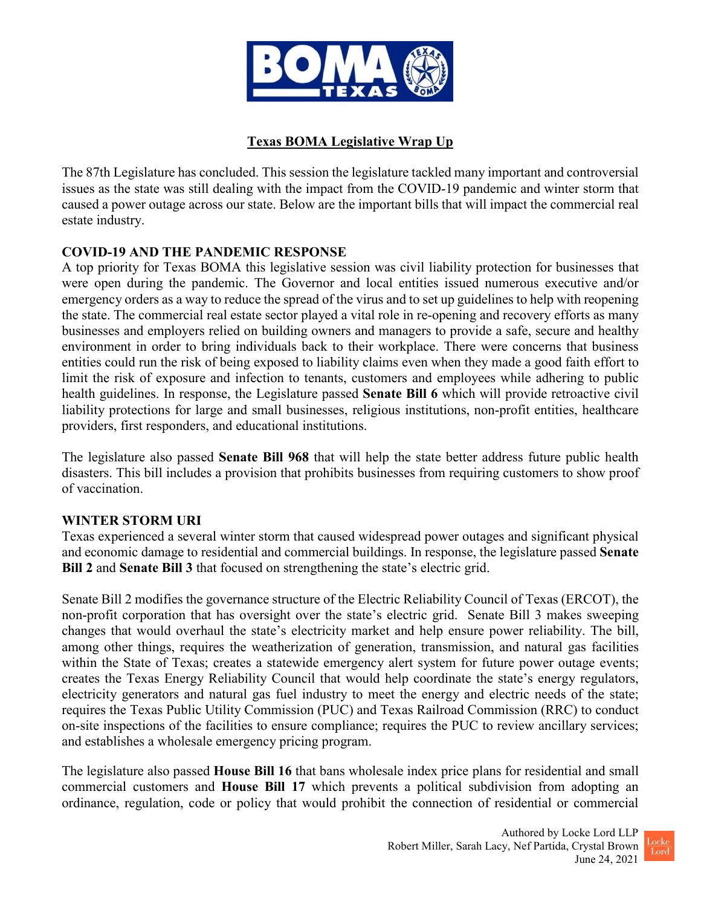# Texas BOMA Legislative Wrap Up

The 87th Legislature has concluded. This session the legislature tackled many important and controversial issues as the state was still dealing with the impact from the COVID-19 pandemic and winter storm that caused a power outage across our state. Below are the important bills that will impact the commercial real estate industry.

## COVID-19 AND THE PANDEMIC RESPONSE

A top priority for Texas BOMA this legislative session was civil liability protection for businesses that were open during the pandemic. The Governor and local entities issued numerous executive and/or emergency orders as a way to reduce the spread of the virus and to set up guidelines to help with reopening the state. The commercial real estate sector played a vital role in re-opening and recovery efforts as many businesses and employers relied on building owners and managers to provide a safe, secure and healthy environment in order to bring individuals back to their workplace. There were concerns that business entities could run the risk of being exposed to liability claims even when they made a good faith effort to limit the risk of exposure and infection to tenants, customers and employees while adhering to public health guidelines. In response, the Legislature passed **Senate Bill 6** which will provide retroactive civil liability protections for large and small businesses, religious institutions, non-profit entities, healthcare providers, first responders, and educational institutions.

The legislature also passed **Senate Bill 968** that will help the state better address future public health disasters. This bill includes a provision that prohibits businesses from requiring customers to show proof of vaccination.

## WINTER STORM URI

Texas experienced a several winter storm that caused widespread power outages and significant physical and economic damage to residential and commercial buildings. In response, the legislature passed **Senate Bill 2** and **Senate Bill 3** that focused on strengthening the state's electric grid.

Senate Bill 2 modifies the governance structure of the Electric Reliability Council of Texas (ERCOT), the non-profit corporation that has oversight over the state's electric grid. Senate Bill 3 makes sweeping changes that would overhaul the state's electricity market and help ensure power reliability. The bill, among other things, requires the weatherization of generation, transmission, and natural gas facilities within the State of Texas; creates a statewide emergency alert system for future power outage events; creates the Texas Energy Reliability Council that would help coordinate the state's energy regulators, electricity generators and natural gas fuel industry to meet the energy and electric needs of the state; requires the Texas Public Utility Commission (PUC) and Texas Railroad Commission (RRC) to conduct on-site inspections of the facilities to ensure compliance; requires the PUC to review ancillary services; and establishes a wholesale emergency pricing program.

The legislature also passed **House Bill 16** that bans wholesale index price plans for residential and small commercial customers and **House Bill 17** which prevents a political subdivision from adopting an ordinance, regulation, code or policy that would prohibit the connection of residential or commercial

Authored by Locke Lord LLP
Robert Miller, Sarah Lacy, Nef Partida, Crystal Brown
June 24, 2021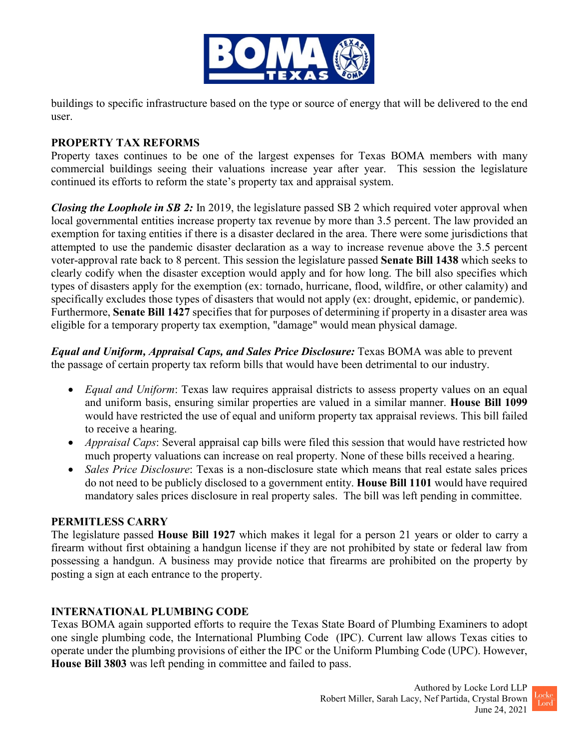buildings to specific infrastructure based on the type or source of energy that will be delivered to the end user.

## PROPERTY TAX REFORMS

Property taxes continues to be one of the largest expenses for Texas BOMA members with many commercial buildings seeing their valuations increase year after year. This session the legislature continued its efforts to reform the state's property tax and appraisal system.

***Closing the Loophole in SB 2:*** In 2019, the legislature passed SB 2 which required voter approval when local governmental entities increase property tax revenue by more than 3.5 percent. The law provided an exemption for taxing entities if there is a disaster declared in the area. There were some jurisdictions that attempted to use the pandemic disaster declaration as a way to increase revenue above the 3.5 percent voter-approval rate back to 8 percent. This session the legislature passed **Senate Bill 1438** which seeks to clearly codify when the disaster exception would apply and for how long. The bill also specifies which types of disasters apply for the exemption (ex: tornado, hurricane, flood, wildfire, or other calamity) and specifically excludes those types of disasters that would not apply (ex: drought, epidemic, or pandemic). Furthermore, **Senate Bill 1427** specifies that for purposes of determining if property in a disaster area was eligible for a temporary property tax exemption, "damage" would mean physical damage.

***Equal and Uniform, Appraisal Caps, and Sales Price Disclosure:*** Texas BOMA was able to prevent the passage of certain property tax reform bills that would have been detrimental to our industry.

- *Equal and Uniform*: Texas law requires appraisal districts to assess property values on an equal and uniform basis, ensuring similar properties are valued in a similar manner. **House Bill 1099** would have restricted the use of equal and uniform property tax appraisal reviews. This bill failed to receive a hearing.
- *Appraisal Caps*: Several appraisal cap bills were filed this session that would have restricted how much property valuations can increase on real property. None of these bills received a hearing.
- *Sales Price Disclosure*: Texas is a non-disclosure state which means that real estate sales prices do not need to be publicly disclosed to a government entity. **House Bill 1101** would have required mandatory sales prices disclosure in real property sales. The bill was left pending in committee.

## PERMITLESS CARRY

The legislature passed **House Bill 1927** which makes it legal for a person 21 years or older to carry a firearm without first obtaining a handgun license if they are not prohibited by state or federal law from possessing a handgun. A business may provide notice that firearms are prohibited on the property by posting a sign at each entrance to the property.

## INTERNATIONAL PLUMBING CODE

Texas BOMA again supported efforts to require the Texas State Board of Plumbing Examiners to adopt one single plumbing code, the International Plumbing Code (IPC). Current law allows Texas cities to operate under the plumbing provisions of either the IPC or the Uniform Plumbing Code (UPC). However, **House Bill 3803** was left pending in committee and failed to pass.

Authored by Locke Lord LLP
Robert Miller, Sarah Lacy, Nef Partida, Crystal Brown
June 24, 2021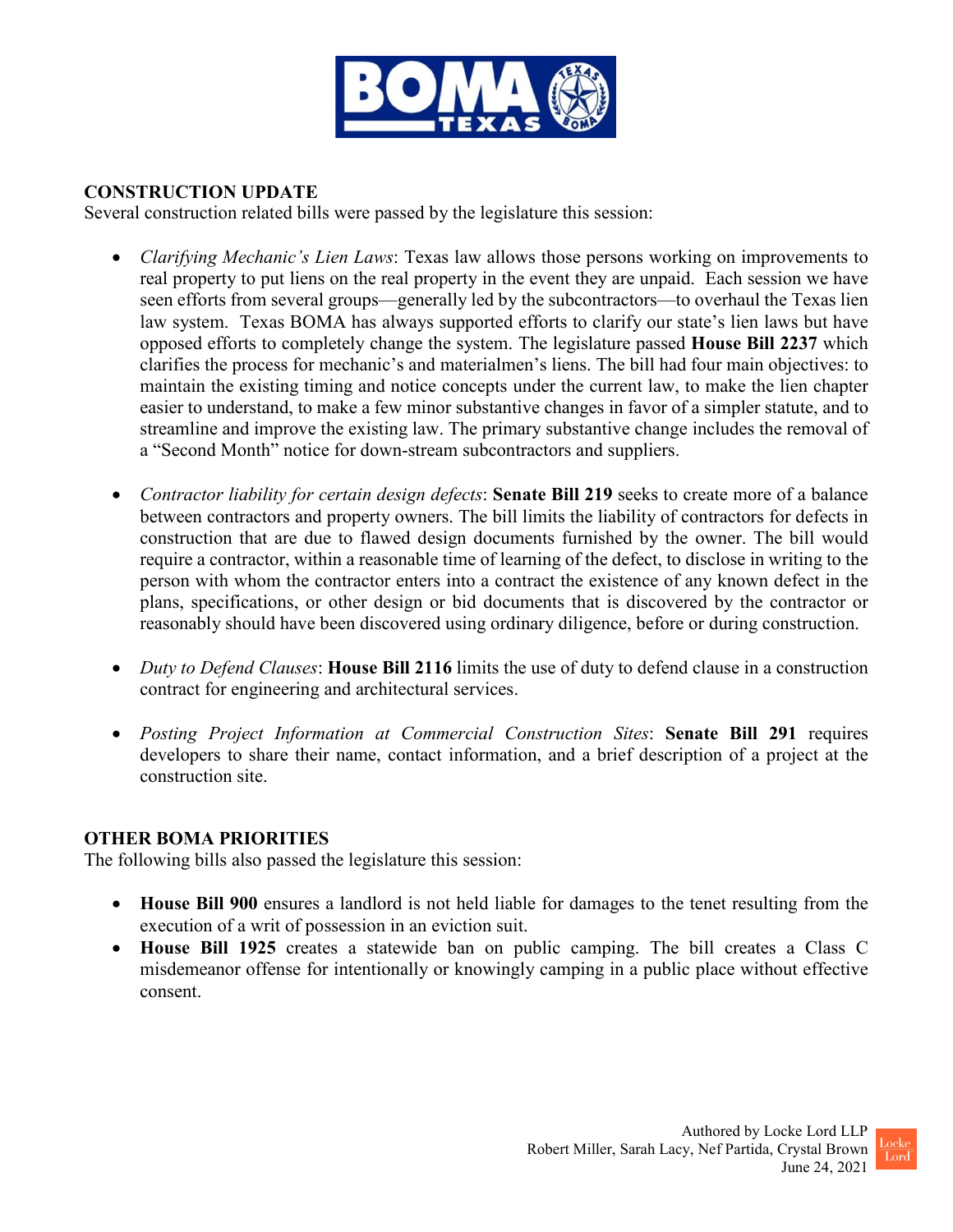## CONSTRUCTION UPDATE

Several construction related bills were passed by the legislature this session:

- *Clarifying Mechanic's Lien Laws*: Texas law allows those persons working on improvements to real property to put liens on the real property in the event they are unpaid. Each session we have seen efforts from several groups—generally led by the subcontractors—to overhaul the Texas lien law system. Texas BOMA has always supported efforts to clarify our state's lien laws but have opposed efforts to completely change the system. The legislature passed **House Bill 2237** which clarifies the process for mechanic's and materialmen's liens. The bill had four main objectives: to maintain the existing timing and notice concepts under the current law, to make the lien chapter easier to understand, to make a few minor substantive changes in favor of a simpler statute, and to streamline and improve the existing law. The primary substantive change includes the removal of a "Second Month" notice for down-stream subcontractors and suppliers.

- *Contractor liability for certain design defects*: **Senate Bill 219** seeks to create more of a balance between contractors and property owners. The bill limits the liability of contractors for defects in construction that are due to flawed design documents furnished by the owner. The bill would require a contractor, within a reasonable time of learning of the defect, to disclose in writing to the person with whom the contractor enters into a contract the existence of any known defect in the plans, specifications, or other design or bid documents that is discovered by the contractor or reasonably should have been discovered using ordinary diligence, before or during construction.

- *Duty to Defend Clauses*: **House Bill 2116** limits the use of duty to defend clause in a construction contract for engineering and architectural services.

- *Posting Project Information at Commercial Construction Sites*: **Senate Bill 291** requires developers to share their name, contact information, and a brief description of a project at the construction site.

## OTHER BOMA PRIORITIES

The following bills also passed the legislature this session:

- **House Bill 900** ensures a landlord is not held liable for damages to the tenet resulting from the execution of a writ of possession in an eviction suit.
- **House Bill 1925** creates a statewide ban on public camping. The bill creates a Class C misdemeanor offense for intentionally or knowingly camping in a public place without effective consent.

Authored by Locke Lord LLP
Robert Miller, Sarah Lacy, Nef Partida, Crystal Brown
June 24, 2021